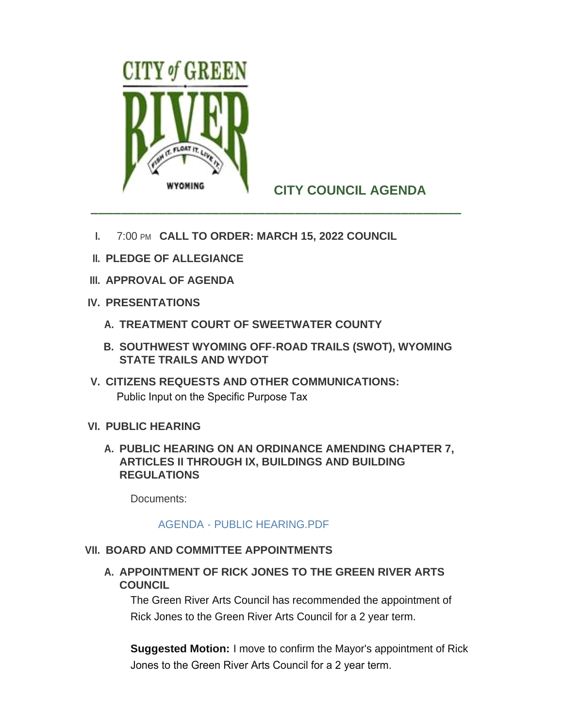# CITY COUNCIL AGENDA

I. 7:00 PM **CALL TO ORDER: MARCH 15, 2022 COUNCIL**

II. **PLEDGE OF ALLEGIANCE**

III. **APPROVAL OF AGENDA**

IV. **PRESENTATIONS**

A. **TREATMENT COURT OF SWEETWATER COUNTY**

B. **SOUTHWEST WYOMING OFF-ROAD TRAILS (SWOT), WYOMING STATE TRAILS AND WYDOT**

V. **CITIZENS REQUESTS AND OTHER COMMUNICATIONS:**

Public Input on the Specific Purpose Tax

VI. **PUBLIC HEARING**

A. **PUBLIC HEARING ON AN ORDINANCE AMENDING CHAPTER 7, ARTICLES II THROUGH IX, BUILDINGS AND BUILDING REGULATIONS**

Documents:

AGENDA - PUBLIC HEARING.PDF

VII. **BOARD AND COMMITTEE APPOINTMENTS**

A. **APPOINTMENT OF RICK JONES TO THE GREEN RIVER ARTS COUNCIL**

The Green River Arts Council has recommended the appointment of Rick Jones to the Green River Arts Council for a 2 year term.

**Suggested Motion:** I move to confirm the Mayor's appointment of Rick Jones to the Green River Arts Council for a 2 year term.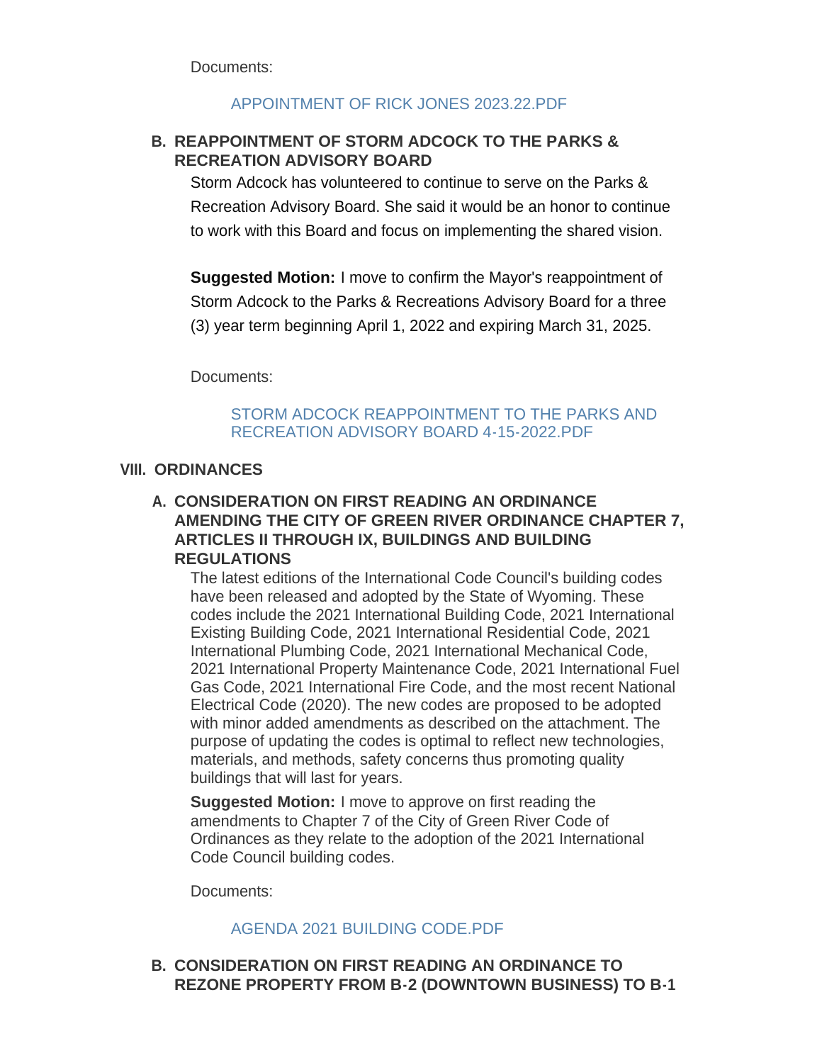Documents:

APPOINTMENT OF RICK JONES 2023.22.PDF

### B. REAPPOINTMENT OF STORM ADCOCK TO THE PARKS & RECREATION ADVISORY BOARD

Storm Adcock has volunteered to continue to serve on the Parks & Recreation Advisory Board. She said it would be an honor to continue to work with this Board and focus on implementing the shared vision.

**Suggested Motion:** I move to confirm the Mayor's reappointment of Storm Adcock to the Parks & Recreations Advisory Board for a three (3) year term beginning April 1, 2022 and expiring March 31, 2025.

Documents:

STORM ADCOCK REAPPOINTMENT TO THE PARKS AND RECREATION ADVISORY BOARD 4-15-2022.PDF

## VIII. ORDINANCES

### A. CONSIDERATION ON FIRST READING AN ORDINANCE AMENDING THE CITY OF GREEN RIVER ORDINANCE CHAPTER 7, ARTICLES II THROUGH IX, BUILDINGS AND BUILDING REGULATIONS

The latest editions of the International Code Council's building codes have been released and adopted by the State of Wyoming. These codes include the 2021 International Building Code, 2021 International Existing Building Code, 2021 International Residential Code, 2021 International Plumbing Code, 2021 International Mechanical Code, 2021 International Property Maintenance Code, 2021 International Fuel Gas Code, 2021 International Fire Code, and the most recent National Electrical Code (2020). The new codes are proposed to be adopted with minor added amendments as described on the attachment. The purpose of updating the codes is optimal to reflect new technologies, materials, and methods, safety concerns thus promoting quality buildings that will last for years.

**Suggested Motion:** I move to approve on first reading the amendments to Chapter 7 of the City of Green River Code of Ordinances as they relate to the adoption of the 2021 International Code Council building codes.

Documents:

AGENDA 2021 BUILDING CODE.PDF

### B. CONSIDERATION ON FIRST READING AN ORDINANCE TO REZONE PROPERTY FROM B-2 (DOWNTOWN BUSINESS) TO B-1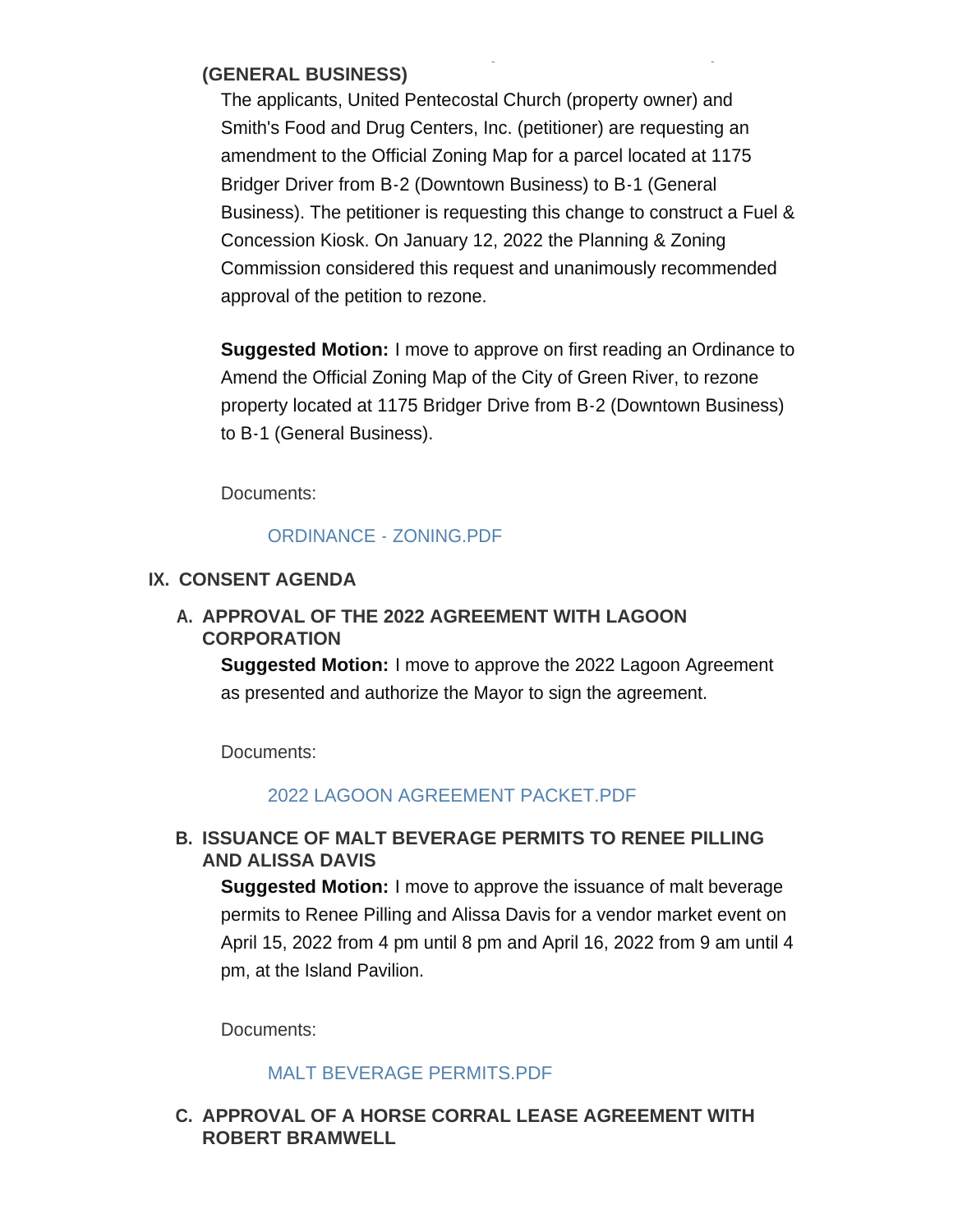**(GENERAL BUSINESS)**

The applicants, United Pentecostal Church (property owner) and Smith's Food and Drug Centers, Inc. (petitioner) are requesting an amendment to the Official Zoning Map for a parcel located at 1175 Bridger Driver from B-2 (Downtown Business) to B-1 (General Business). The petitioner is requesting this change to construct a Fuel & Concession Kiosk. On January 12, 2022 the Planning & Zoning Commission considered this request and unanimously recommended approval of the petition to rezone.

**Suggested Motion:** I move to approve on first reading an Ordinance to Amend the Official Zoning Map of the City of Green River, to rezone property located at 1175 Bridger Drive from B-2 (Downtown Business) to B-1 (General Business).

Documents:

ORDINANCE - ZONING.PDF

## IX. CONSENT AGENDA

### A. APPROVAL OF THE 2022 AGREEMENT WITH LAGOON CORPORATION

**Suggested Motion:** I move to approve the 2022 Lagoon Agreement as presented and authorize the Mayor to sign the agreement.

Documents:

2022 LAGOON AGREEMENT PACKET.PDF

### B. ISSUANCE OF MALT BEVERAGE PERMITS TO RENEE PILLING AND ALISSA DAVIS

**Suggested Motion:** I move to approve the issuance of malt beverage permits to Renee Pilling and Alissa Davis for a vendor market event on April 15, 2022 from 4 pm until 8 pm and April 16, 2022 from 9 am until 4 pm, at the Island Pavilion.

Documents:

MALT BEVERAGE PERMITS.PDF

### C. APPROVAL OF A HORSE CORRAL LEASE AGREEMENT WITH ROBERT BRAMWELL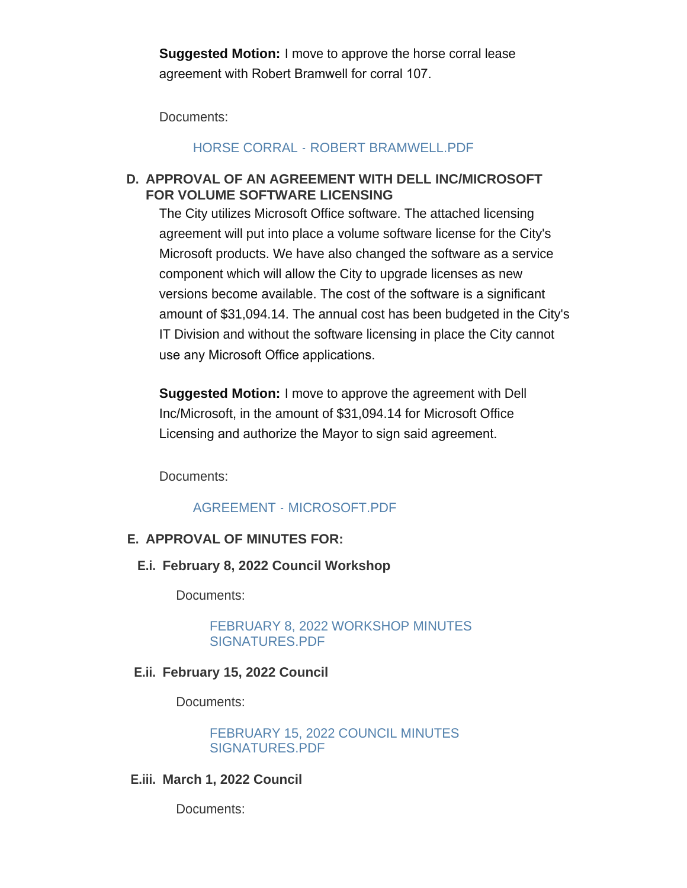**Suggested Motion:** I move to approve the horse corral lease agreement with Robert Bramwell for corral 107.

Documents:

HORSE CORRAL - ROBERT BRAMWELL.PDF

### D. APPROVAL OF AN AGREEMENT WITH DELL INC/MICROSOFT FOR VOLUME SOFTWARE LICENSING

The City utilizes Microsoft Office software. The attached licensing agreement will put into place a volume software license for the City's Microsoft products. We have also changed the software as a service component which will allow the City to upgrade licenses as new versions become available. The cost of the software is a significant amount of $31,094.14. The annual cost has been budgeted in the City's IT Division and without the software licensing in place the City cannot use any Microsoft Office applications.

**Suggested Motion:** I move to approve the agreement with Dell Inc/Microsoft, in the amount of $31,094.14 for Microsoft Office Licensing and authorize the Mayor to sign said agreement.

Documents:

AGREEMENT - MICROSOFT.PDF

### E. APPROVAL OF MINUTES FOR:

#### E.i. February 8, 2022 Council Workshop

Documents:

FEBRUARY 8, 2022 WORKSHOP MINUTES SIGNATURES.PDF

#### E.ii. February 15, 2022 Council

Documents:

FEBRUARY 15, 2022 COUNCIL MINUTES SIGNATURES.PDF

#### E.iii. March 1, 2022 Council

Documents: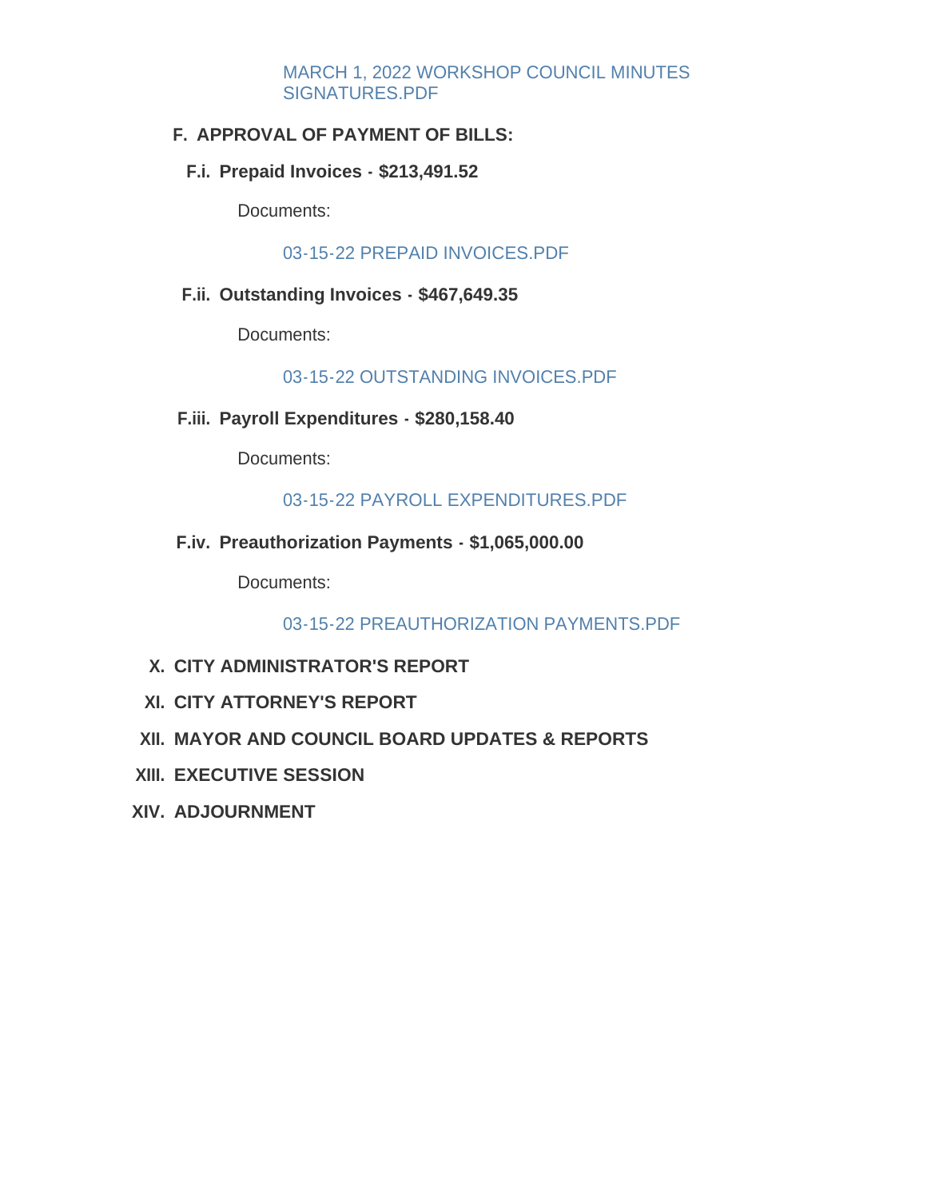MARCH 1, 2022 WORKSHOP COUNCIL MINUTES SIGNATURES.PDF

**F. APPROVAL OF PAYMENT OF BILLS:**

**F.i. Prepaid Invoices - $213,491.52**

Documents:

03-15-22 PREPAID INVOICES.PDF

**F.ii. Outstanding Invoices - $467,649.35**

Documents:

03-15-22 OUTSTANDING INVOICES.PDF

**F.iii. Payroll Expenditures - $280,158.40**

Documents:

03-15-22 PAYROLL EXPENDITURES.PDF

**F.iv. Preauthorization Payments - $1,065,000.00**

Documents:

03-15-22 PREAUTHORIZATION PAYMENTS.PDF

**X. CITY ADMINISTRATOR'S REPORT**

**XI. CITY ATTORNEY'S REPORT**

**XII. MAYOR AND COUNCIL BOARD UPDATES & REPORTS**

**XIII. EXECUTIVE SESSION**

**XIV. ADJOURNMENT**